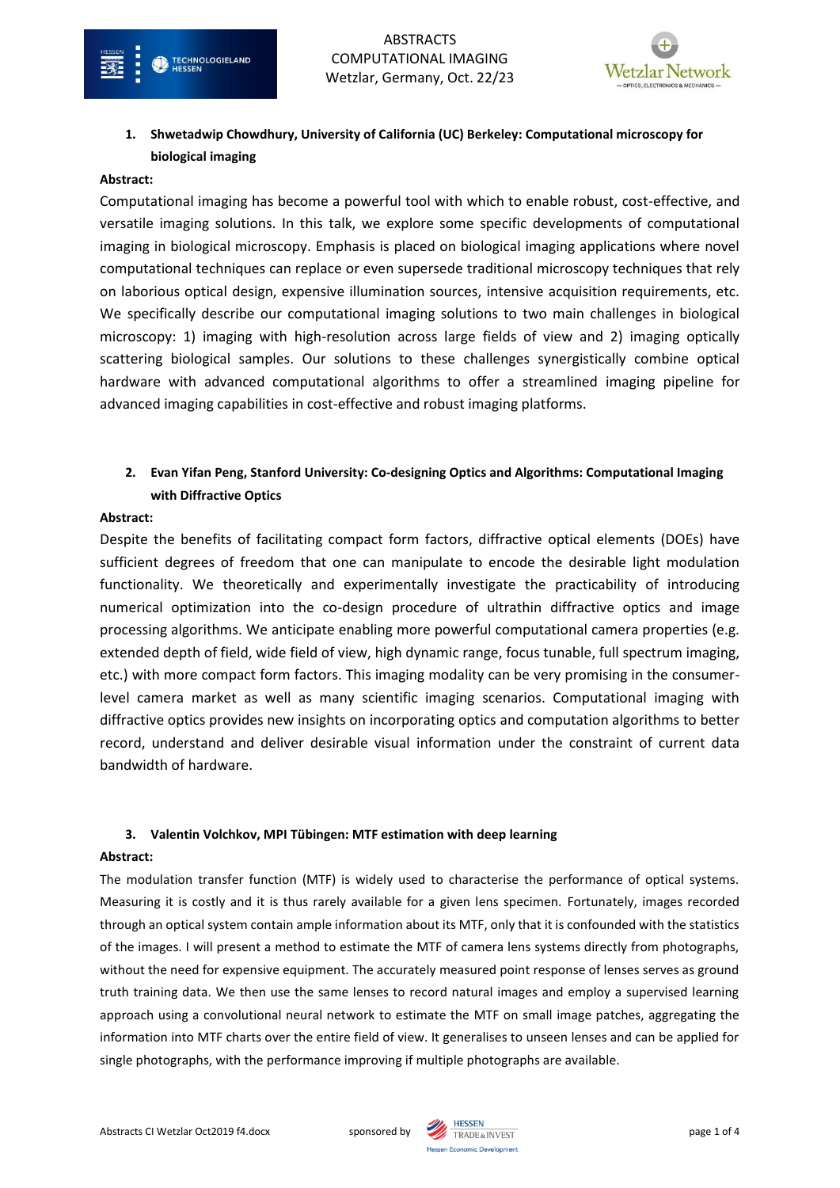# ABSTRACTS
# COMPUTATIONAL IMAGING
Wetzlar, Germany, Oct. 22/23

1. **Shwetadwip Chowdhury, University of California (UC) Berkeley: Computational microscopy for biological imaging**

**Abstract:**

Computational imaging has become a powerful tool with which to enable robust, cost-effective, and versatile imaging solutions. In this talk, we explore some specific developments of computational imaging in biological microscopy. Emphasis is placed on biological imaging applications where novel computational techniques can replace or even supersede traditional microscopy techniques that rely on laborious optical design, expensive illumination sources, intensive acquisition requirements, etc. We specifically describe our computational imaging solutions to two main challenges in biological microscopy: 1) imaging with high-resolution across large fields of view and 2) imaging optically scattering biological samples. Our solutions to these challenges synergistically combine optical hardware with advanced computational algorithms to offer a streamlined imaging pipeline for advanced imaging capabilities in cost-effective and robust imaging platforms.

2. **Evan Yifan Peng, Stanford University: Co-designing Optics and Algorithms: Computational Imaging with Diffractive Optics**

**Abstract:**

Despite the benefits of facilitating compact form factors, diffractive optical elements (DOEs) have sufficient degrees of freedom that one can manipulate to encode the desirable light modulation functionality. We theoretically and experimentally investigate the practicability of introducing numerical optimization into the co-design procedure of ultrathin diffractive optics and image processing algorithms. We anticipate enabling more powerful computational camera properties (e.g. extended depth of field, wide field of view, high dynamic range, focus tunable, full spectrum imaging, etc.) with more compact form factors. This imaging modality can be very promising in the consumer-level camera market as well as many scientific imaging scenarios. Computational imaging with diffractive optics provides new insights on incorporating optics and computation algorithms to better record, understand and deliver desirable visual information under the constraint of current data bandwidth of hardware.

3. **Valentin Volchkov, MPI Tübingen: MTF estimation with deep learning**

**Abstract:**

The modulation transfer function (MTF) is widely used to characterise the performance of optical systems. Measuring it is costly and it is thus rarely available for a given lens specimen. Fortunately, images recorded through an optical system contain ample information about its MTF, only that it is confounded with the statistics of the images. I will present a method to estimate the MTF of camera lens systems directly from photographs, without the need for expensive equipment. The accurately measured point response of lenses serves as ground truth training data. We then use the same lenses to record natural images and employ a supervised learning approach using a convolutional neural network to estimate the MTF on small image patches, aggregating the information into MTF charts over the entire field of view. It generalises to unseen lenses and can be applied for single photographs, with the performance improving if multiple photographs are available.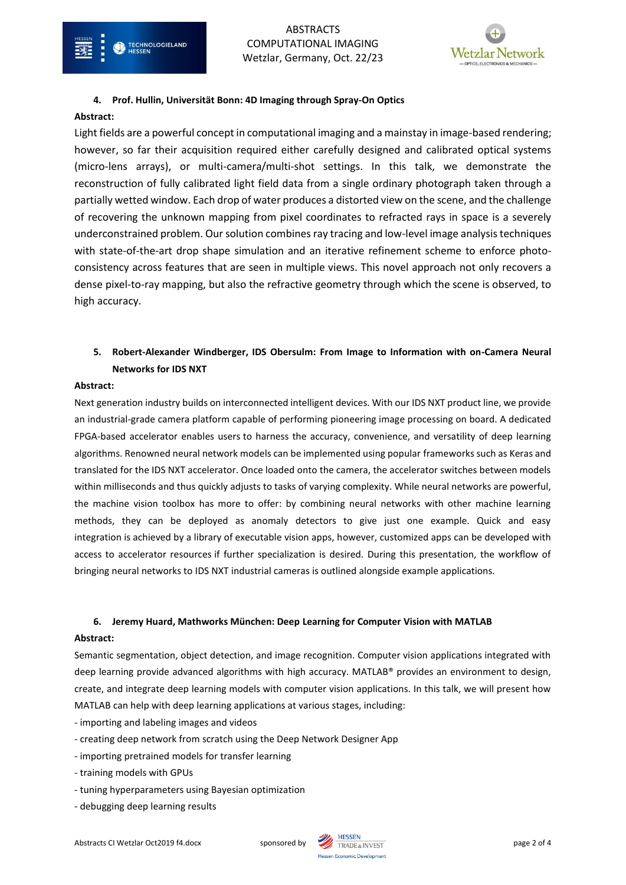### 4. Prof. Hullin, Universität Bonn: 4D Imaging through Spray-On Optics

**Abstract:**

Light fields are a powerful concept in computational imaging and a mainstay in image-based rendering; however, so far their acquisition required either carefully designed and calibrated optical systems (micro-lens arrays), or multi-camera/multi-shot settings. In this talk, we demonstrate the reconstruction of fully calibrated light field data from a single ordinary photograph taken through a partially wetted window. Each drop of water produces a distorted view on the scene, and the challenge of recovering the unknown mapping from pixel coordinates to refracted rays in space is a severely underconstrained problem. Our solution combines ray tracing and low-level image analysis techniques with state-of-the-art drop shape simulation and an iterative refinement scheme to enforce photo-consistency across features that are seen in multiple views. This novel approach not only recovers a dense pixel-to-ray mapping, but also the refractive geometry through which the scene is observed, to high accuracy.

### 5. Robert-Alexander Windberger, IDS Obersulm: From Image to Information with on-Camera Neural Networks for IDS NXT

**Abstract:**

Next generation industry builds on interconnected intelligent devices. With our IDS NXT product line, we provide an industrial-grade camera platform capable of performing pioneering image processing on board. A dedicated FPGA-based accelerator enables users to harness the accuracy, convenience, and versatility of deep learning algorithms. Renowned neural network models can be implemented using popular frameworks such as Keras and translated for the IDS NXT accelerator. Once loaded onto the camera, the accelerator switches between models within milliseconds and thus quickly adjusts to tasks of varying complexity. While neural networks are powerful, the machine vision toolbox has more to offer: by combining neural networks with other machine learning methods, they can be deployed as anomaly detectors to give just one example. Quick and easy integration is achieved by a library of executable vision apps, however, customized apps can be developed with access to accelerator resources if further specialization is desired. During this presentation, the workflow of bringing neural networks to IDS NXT industrial cameras is outlined alongside example applications.

### 6. Jeremy Huard, Mathworks München: Deep Learning for Computer Vision with MATLAB

**Abstract:**

Semantic segmentation, object detection, and image recognition. Computer vision applications integrated with deep learning provide advanced algorithms with high accuracy. MATLAB® provides an environment to design, create, and integrate deep learning models with computer vision applications. In this talk, we will present how MATLAB can help with deep learning applications at various stages, including:

- importing and labeling images and videos
- creating deep network from scratch using the Deep Network Designer App
- importing pretrained models for transfer learning
- training models with GPUs
- tuning hyperparameters using Bayesian optimization
- debugging deep learning results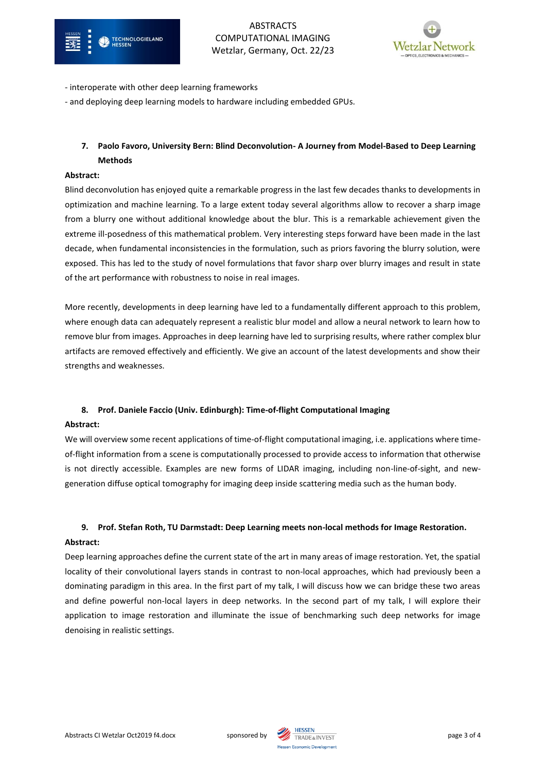- interoperate with other deep learning frameworks
- and deploying deep learning models to hardware including embedded GPUs.

### 7. Paolo Favoro, University Bern: Blind Deconvolution- A Journey from Model-Based to Deep Learning Methods

**Abstract:**

Blind deconvolution has enjoyed quite a remarkable progress in the last few decades thanks to developments in optimization and machine learning. To a large extent today several algorithms allow to recover a sharp image from a blurry one without additional knowledge about the blur. This is a remarkable achievement given the extreme ill-posedness of this mathematical problem. Very interesting steps forward have been made in the last decade, when fundamental inconsistencies in the formulation, such as priors favoring the blurry solution, were exposed. This has led to the study of novel formulations that favor sharp over blurry images and result in state of the art performance with robustness to noise in real images.

More recently, developments in deep learning have led to a fundamentally different approach to this problem, where enough data can adequately represent a realistic blur model and allow a neural network to learn how to remove blur from images. Approaches in deep learning have led to surprising results, where rather complex blur artifacts are removed effectively and efficiently. We give an account of the latest developments and show their strengths and weaknesses.

### 8. Prof. Daniele Faccio (Univ. Edinburgh): Time-of-flight Computational Imaging

**Abstract:**

We will overview some recent applications of time-of-flight computational imaging, i.e. applications where time-of-flight information from a scene is computationally processed to provide access to information that otherwise is not directly accessible. Examples are new forms of LIDAR imaging, including non-line-of-sight, and new-generation diffuse optical tomography for imaging deep inside scattering media such as the human body.

### 9. Prof. Stefan Roth, TU Darmstadt: Deep Learning meets non-local methods for Image Restoration.

**Abstract:**

Deep learning approaches define the current state of the art in many areas of image restoration. Yet, the spatial locality of their convolutional layers stands in contrast to non-local approaches, which had previously been a dominating paradigm in this area. In the first part of my talk, I will discuss how we can bridge these two areas and define powerful non-local layers in deep networks. In the second part of my talk, I will explore their application to image restoration and illuminate the issue of benchmarking such deep networks for image denoising in realistic settings.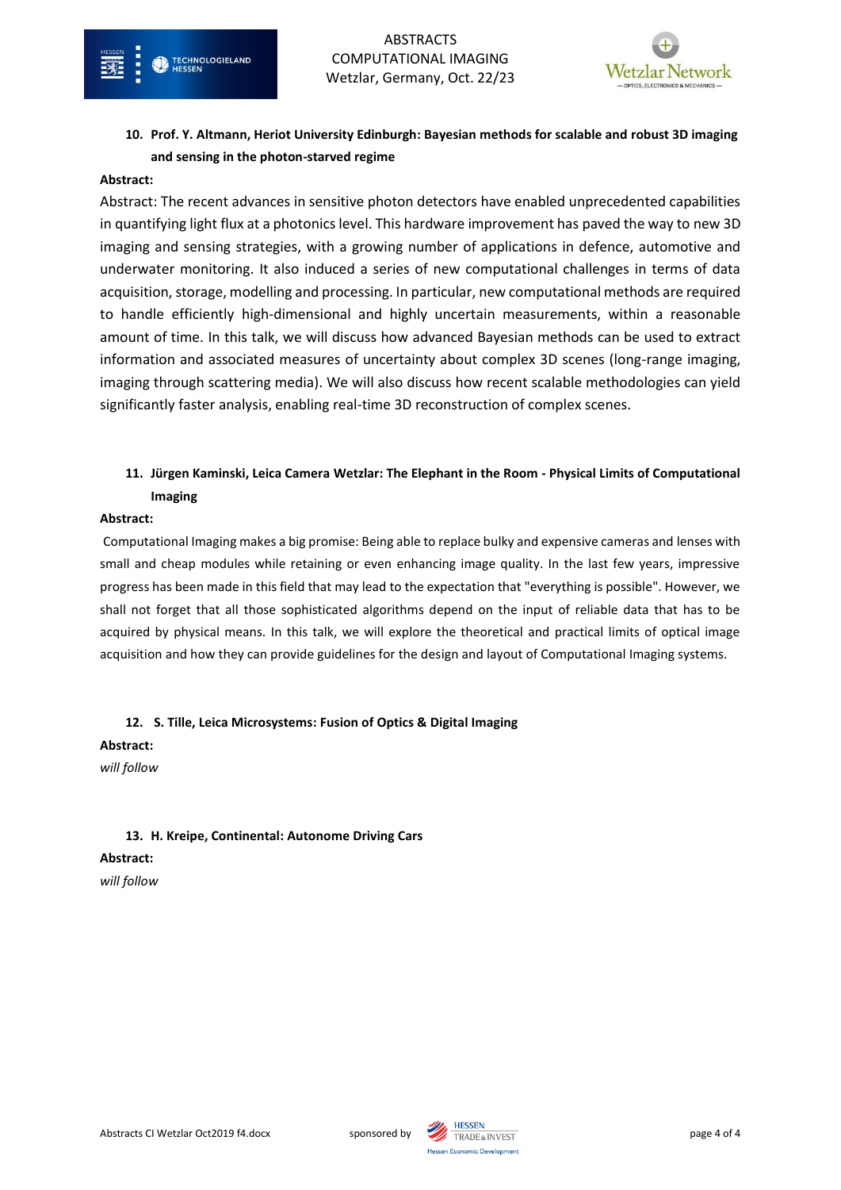**10. Prof. Y. Altmann, Heriot University Edinburgh: Bayesian methods for scalable and robust 3D imaging and sensing in the photon-starved regime**

**Abstract:**

Abstract: The recent advances in sensitive photon detectors have enabled unprecedented capabilities in quantifying light flux at a photonics level. This hardware improvement has paved the way to new 3D imaging and sensing strategies, with a growing number of applications in defence, automotive and underwater monitoring. It also induced a series of new computational challenges in terms of data acquisition, storage, modelling and processing. In particular, new computational methods are required to handle efficiently high-dimensional and highly uncertain measurements, within a reasonable amount of time. In this talk, we will discuss how advanced Bayesian methods can be used to extract information and associated measures of uncertainty about complex 3D scenes (long-range imaging, imaging through scattering media). We will also discuss how recent scalable methodologies can yield significantly faster analysis, enabling real-time 3D reconstruction of complex scenes.

**11. Jürgen Kaminski, Leica Camera Wetzlar: The Elephant in the Room - Physical Limits of Computational Imaging**

**Abstract:**

Computational Imaging makes a big promise: Being able to replace bulky and expensive cameras and lenses with small and cheap modules while retaining or even enhancing image quality. In the last few years, impressive progress has been made in this field that may lead to the expectation that "everything is possible". However, we shall not forget that all those sophisticated algorithms depend on the input of reliable data that has to be acquired by physical means. In this talk, we will explore the theoretical and practical limits of optical image acquisition and how they can provide guidelines for the design and layout of Computational Imaging systems.

**12. S. Tille, Leica Microsystems: Fusion of Optics & Digital Imaging**

**Abstract:**

*will follow*

**13. H. Kreipe, Continental: Autonome Driving Cars**

**Abstract:**

*will follow*